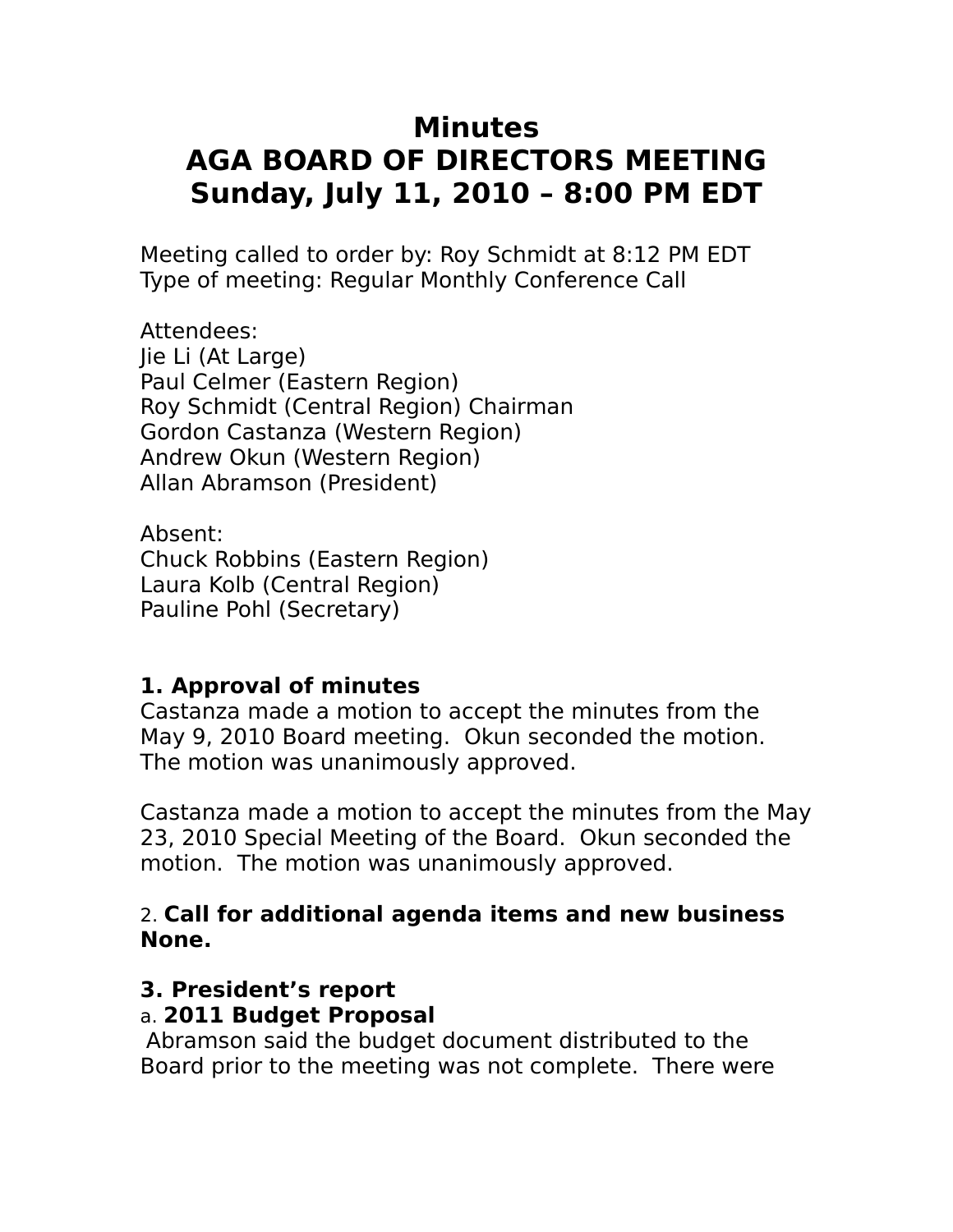# Minutes
# AGA BOARD OF DIRECTORS MEETING
# Sunday, July 11, 2010 – 8:00 PM EDT

Meeting called to order by: Roy Schmidt at 8:12 PM EDT
Type of meeting: Regular Monthly Conference Call

Attendees:
Jie Li (At Large)
Paul Celmer (Eastern Region)
Roy Schmidt (Central Region) Chairman
Gordon Castanza (Western Region)
Andrew Okun (Western Region)
Allan Abramson (President)

Absent:
Chuck Robbins (Eastern Region)
Laura Kolb (Central Region)
Pauline Pohl (Secretary)

**1. Approval of minutes**

Castanza made a motion to accept the minutes from the May 9, 2010 Board meeting. Okun seconded the motion. The motion was unanimously approved.

Castanza made a motion to accept the minutes from the May 23, 2010 Special Meeting of the Board. Okun seconded the motion. The motion was unanimously approved.

2. **Call for additional agenda items and new business None.**

**3. President's report**

a. **2011 Budget Proposal**

Abramson said the budget document distributed to the Board prior to the meeting was not complete. There were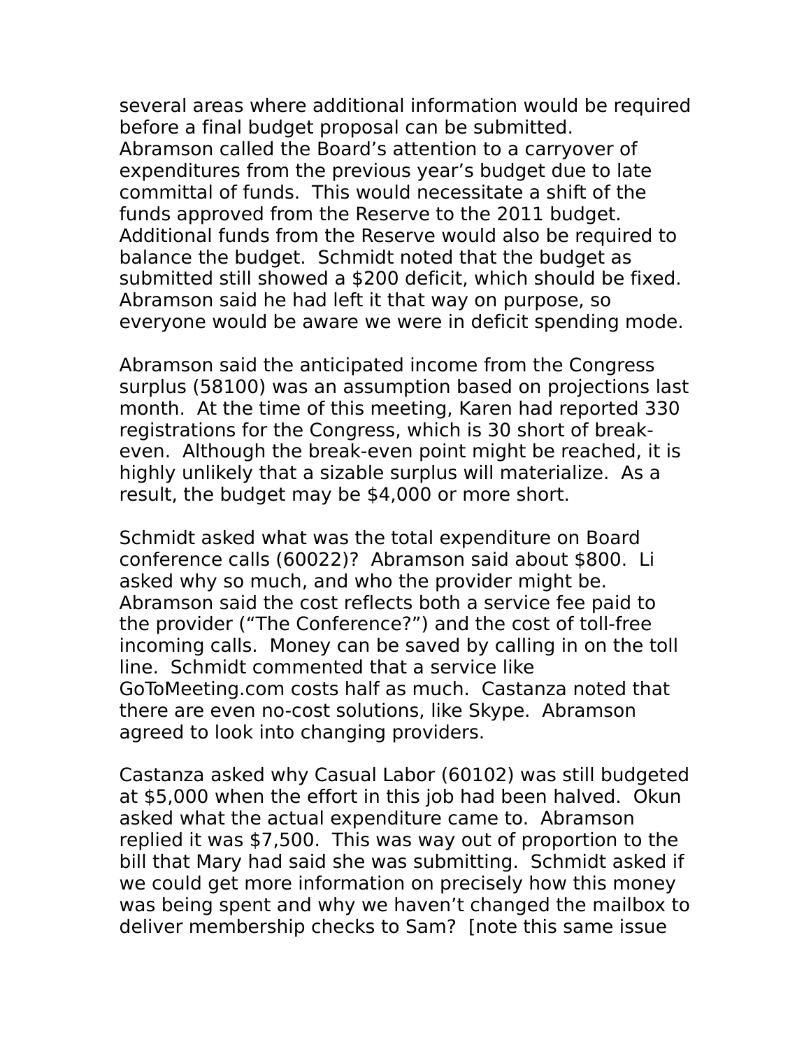several areas where additional information would be required before a final budget proposal can be submitted.
Abramson called the Board's attention to a carryover of expenditures from the previous year's budget due to late committal of funds.  This would necessitate a shift of the funds approved from the Reserve to the 2011 budget.  Additional funds from the Reserve would also be required to balance the budget.  Schmidt noted that the budget as submitted still showed a $200 deficit, which should be fixed.  Abramson said he had left it that way on purpose, so everyone would be aware we were in deficit spending mode.

Abramson said the anticipated income from the Congress surplus (58100) was an assumption based on projections last month.  At the time of this meeting, Karen had reported 330 registrations for the Congress, which is 30 short of break-even.  Although the break-even point might be reached, it is highly unlikely that a sizable surplus will materialize.  As a result, the budget may be $4,000 or more short.

Schmidt asked what was the total expenditure on Board conference calls (60022)?  Abramson said about $800.  Li asked why so much, and who the provider might be.  Abramson said the cost reflects both a service fee paid to the provider ("The Conference?") and the cost of toll-free incoming calls.  Money can be saved by calling in on the toll line.  Schmidt commented that a service like GoToMeeting.com costs half as much.  Castanza noted that there are even no-cost solutions, like Skype.  Abramson agreed to look into changing providers.

Castanza asked why Casual Labor (60102) was still budgeted at $5,000 when the effort in this job had been halved.  Okun asked what the actual expenditure came to.  Abramson replied it was $7,500.  This was way out of proportion to the bill that Mary had said she was submitting.  Schmidt asked if we could get more information on precisely how this money was being spent and why we haven't changed the mailbox to deliver membership checks to Sam?  [note this same issue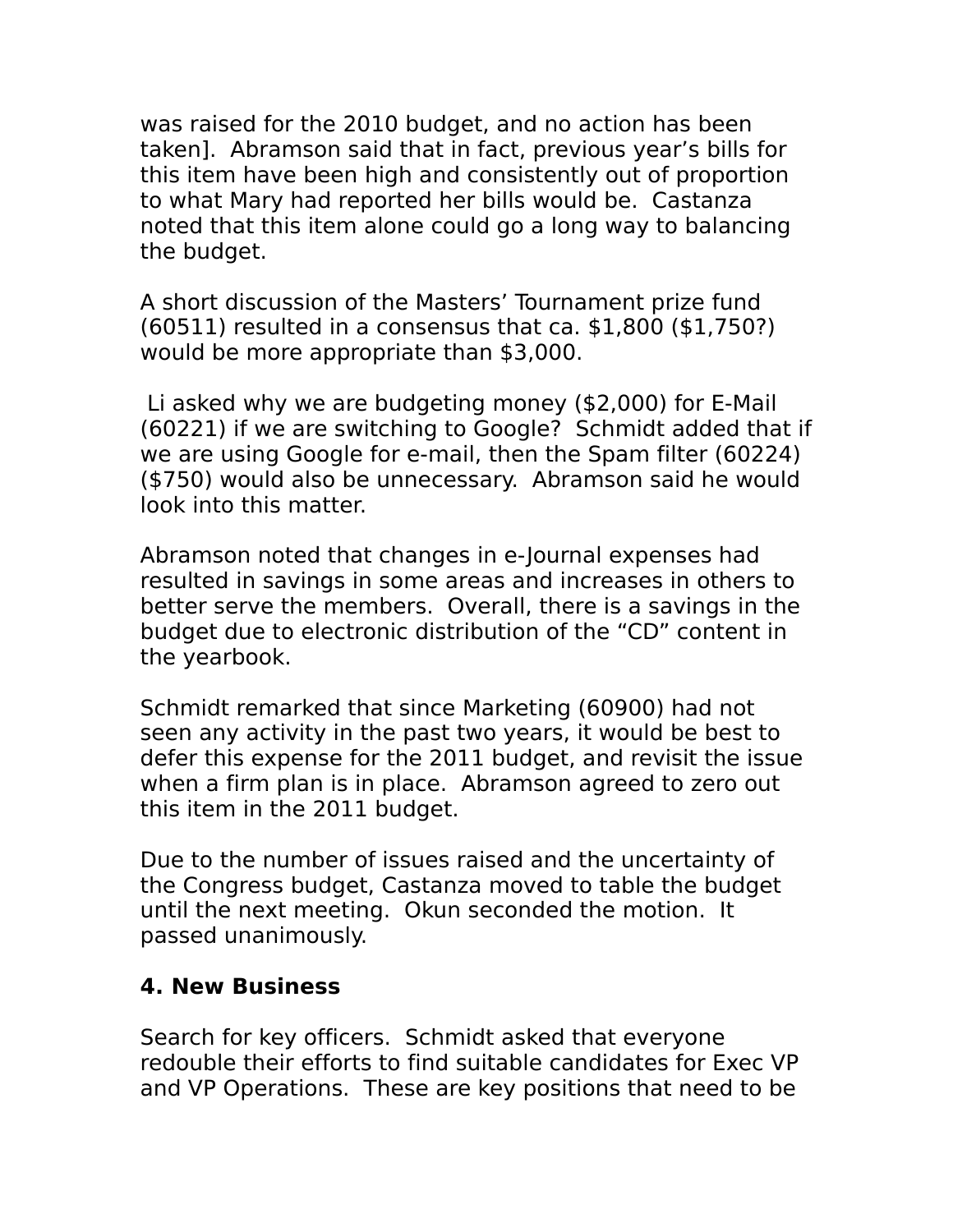was raised for the 2010 budget, and no action has been taken]. Abramson said that in fact, previous year's bills for this item have been high and consistently out of proportion to what Mary had reported her bills would be. Castanza noted that this item alone could go a long way to balancing the budget.

A short discussion of the Masters' Tournament prize fund (60511) resulted in a consensus that ca. $1,800 ($1,750?) would be more appropriate than $3,000.

Li asked why we are budgeting money ($2,000) for E-Mail (60221) if we are switching to Google? Schmidt added that if we are using Google for e-mail, then the Spam filter (60224) ($750) would also be unnecessary. Abramson said he would look into this matter.

Abramson noted that changes in e-Journal expenses had resulted in savings in some areas and increases in others to better serve the members. Overall, there is a savings in the budget due to electronic distribution of the "CD" content in the yearbook.

Schmidt remarked that since Marketing (60900) had not seen any activity in the past two years, it would be best to defer this expense for the 2011 budget, and revisit the issue when a firm plan is in place. Abramson agreed to zero out this item in the 2011 budget.

Due to the number of issues raised and the uncertainty of the Congress budget, Castanza moved to table the budget until the next meeting. Okun seconded the motion. It passed unanimously.

**4. New Business**

Search for key officers. Schmidt asked that everyone redouble their efforts to find suitable candidates for Exec VP and VP Operations. These are key positions that need to be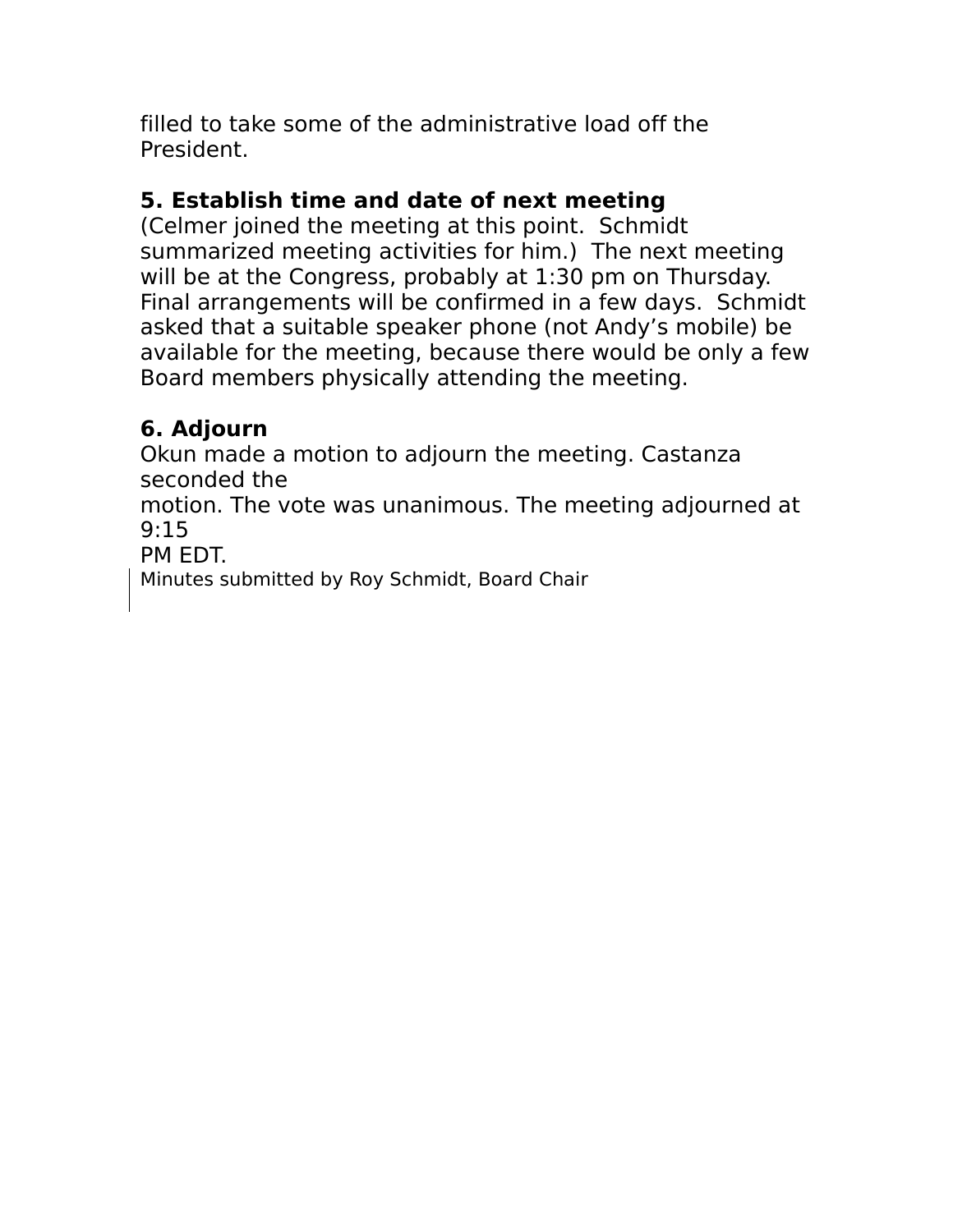filled to take some of the administrative load off the President.

## 5. Establish time and date of next meeting

(Celmer joined the meeting at this point.  Schmidt summarized meeting activities for him.)  The next meeting will be at the Congress, probably at 1:30 pm on Thursday.  Final arrangements will be confirmed in a few days.  Schmidt asked that a suitable speaker phone (not Andy's mobile) be available for the meeting, because there would be only a few Board members physically attending the meeting.

## 6. Adjourn

Okun made a motion to adjourn the meeting. Castanza seconded the motion. The vote was unanimous. The meeting adjourned at 9:15 PM EDT.

Minutes submitted by Roy Schmidt, Board Chair